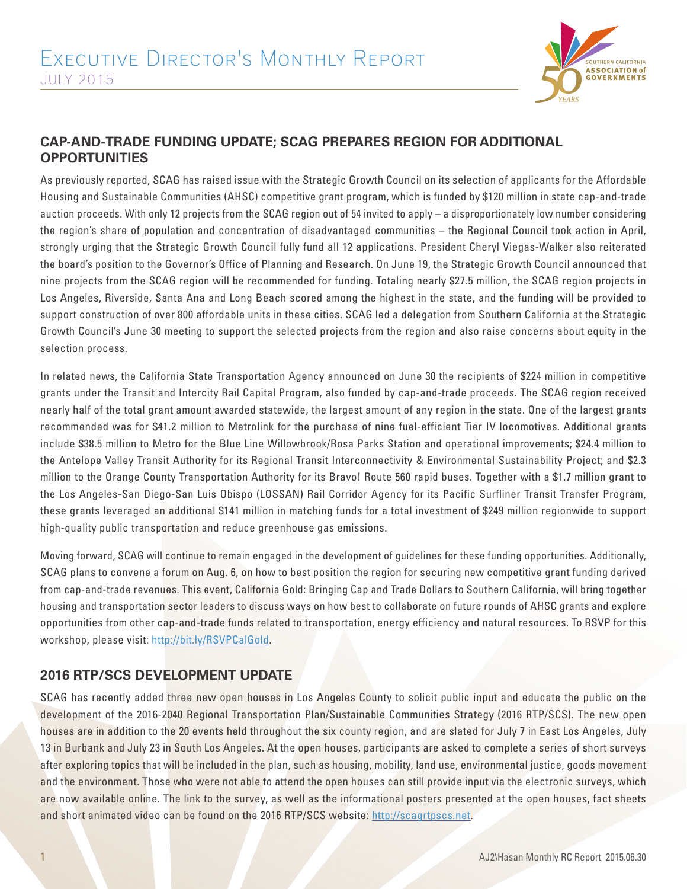# Executive Director's Monthly Report
July 2015

## CAP-AND-TRADE FUNDING UPDATE; SCAG PREPARES REGION FOR ADDITIONAL OPPORTUNITIES

As previously reported, SCAG has raised issue with the Strategic Growth Council on its selection of applicants for the Affordable Housing and Sustainable Communities (AHSC) competitive grant program, which is funded by $120 million in state cap-and-trade auction proceeds. With only 12 projects from the SCAG region out of 54 invited to apply – a disproportionately low number considering the region's share of population and concentration of disadvantaged communities – the Regional Council took action in April, strongly urging that the Strategic Growth Council fully fund all 12 applications. President Cheryl Viegas-Walker also reiterated the board's position to the Governor's Office of Planning and Research. On June 19, the Strategic Growth Council announced that nine projects from the SCAG region will be recommended for funding. Totaling nearly $27.5 million, the SCAG region projects in Los Angeles, Riverside, Santa Ana and Long Beach scored among the highest in the state, and the funding will be provided to support construction of over 800 affordable units in these cities. SCAG led a delegation from Southern California at the Strategic Growth Council's June 30 meeting to support the selected projects from the region and also raise concerns about equity in the selection process.

In related news, the California State Transportation Agency announced on June 30 the recipients of $224 million in competitive grants under the Transit and Intercity Rail Capital Program, also funded by cap-and-trade proceeds. The SCAG region received nearly half of the total grant amount awarded statewide, the largest amount of any region in the state. One of the largest grants recommended was for $41.2 million to Metrolink for the purchase of nine fuel-efficient Tier IV locomotives. Additional grants include $38.5 million to Metro for the Blue Line Willowbrook/Rosa Parks Station and operational improvements; $24.4 million to the Antelope Valley Transit Authority for its Regional Transit Interconnectivity & Environmental Sustainability Project; and $2.3 million to the Orange County Transportation Authority for its Bravo! Route 560 rapid buses. Together with a $1.7 million grant to the Los Angeles-San Diego-San Luis Obispo (LOSSAN) Rail Corridor Agency for its Pacific Surfliner Transit Transfer Program, these grants leveraged an additional $141 million in matching funds for a total investment of $249 million regionwide to support high-quality public transportation and reduce greenhouse gas emissions.

Moving forward, SCAG will continue to remain engaged in the development of guidelines for these funding opportunities. Additionally, SCAG plans to convene a forum on Aug. 6, on how to best position the region for securing new competitive grant funding derived from cap-and-trade revenues. This event, California Gold: Bringing Cap and Trade Dollars to Southern California, will bring together housing and transportation sector leaders to discuss ways on how best to collaborate on future rounds of AHSC grants and explore opportunities from other cap-and-trade funds related to transportation, energy efficiency and natural resources. To RSVP for this workshop, please visit: http://bit.ly/RSVPCalGold.

## 2016 RTP/SCS DEVELOPMENT UPDATE

SCAG has recently added three new open houses in Los Angeles County to solicit public input and educate the public on the development of the 2016-2040 Regional Transportation Plan/Sustainable Communities Strategy (2016 RTP/SCS). The new open houses are in addition to the 20 events held throughout the six county region, and are slated for July 7 in East Los Angeles, July 13 in Burbank and July 23 in South Los Angeles. At the open houses, participants are asked to complete a series of short surveys after exploring topics that will be included in the plan, such as housing, mobility, land use, environmental justice, goods movement and the environment. Those who were not able to attend the open houses can still provide input via the electronic surveys, which are now available online. The link to the survey, as well as the informational posters presented at the open houses, fact sheets and short animated video can be found on the 2016 RTP/SCS website: http://scagrtpscs.net.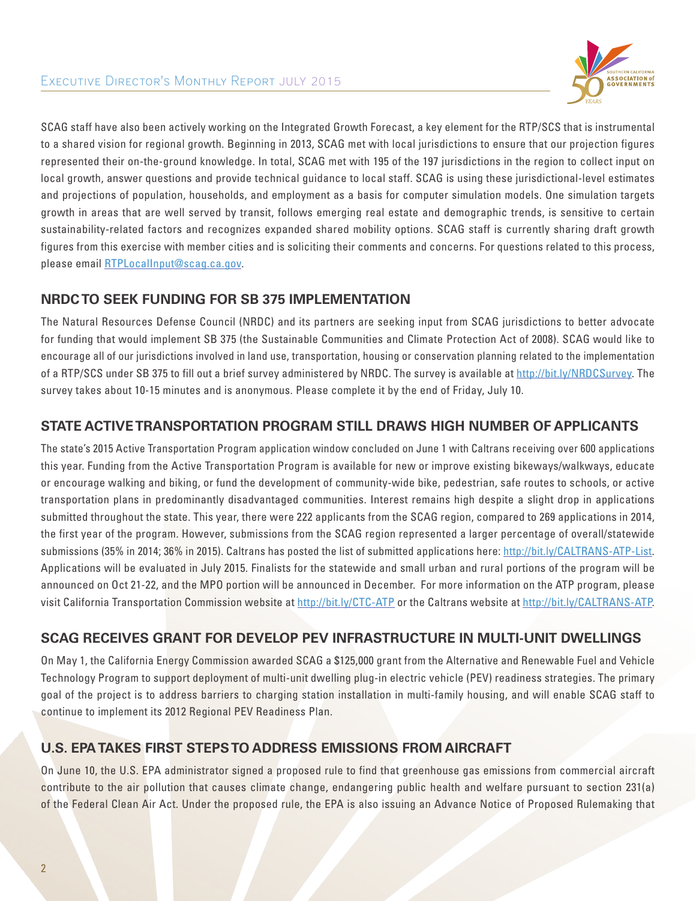SCAG staff have also been actively working on the Integrated Growth Forecast, a key element for the RTP/SCS that is instrumental to a shared vision for regional growth. Beginning in 2013, SCAG met with local jurisdictions to ensure that our projection figures represented their on-the-ground knowledge. In total, SCAG met with 195 of the 197 jurisdictions in the region to collect input on local growth, answer questions and provide technical guidance to local staff. SCAG is using these jurisdictional-level estimates and projections of population, households, and employment as a basis for computer simulation models. One simulation targets growth in areas that are well served by transit, follows emerging real estate and demographic trends, is sensitive to certain sustainability-related factors and recognizes expanded shared mobility options. SCAG staff is currently sharing draft growth figures from this exercise with member cities and is soliciting their comments and concerns. For questions related to this process, please email RTPLocalInput@scag.ca.gov.

## NRDC TO SEEK FUNDING FOR SB 375 IMPLEMENTATION

The Natural Resources Defense Council (NRDC) and its partners are seeking input from SCAG jurisdictions to better advocate for funding that would implement SB 375 (the Sustainable Communities and Climate Protection Act of 2008). SCAG would like to encourage all of our jurisdictions involved in land use, transportation, housing or conservation planning related to the implementation of a RTP/SCS under SB 375 to fill out a brief survey administered by NRDC. The survey is available at http://bit.ly/NRDCSurvey. The survey takes about 10-15 minutes and is anonymous. Please complete it by the end of Friday, July 10.

## STATE ACTIVE TRANSPORTATION PROGRAM STILL DRAWS HIGH NUMBER OF APPLICANTS

The state's 2015 Active Transportation Program application window concluded on June 1 with Caltrans receiving over 600 applications this year. Funding from the Active Transportation Program is available for new or improve existing bikeways/walkways, educate or encourage walking and biking, or fund the development of community-wide bike, pedestrian, safe routes to schools, or active transportation plans in predominantly disadvantaged communities. Interest remains high despite a slight drop in applications submitted throughout the state. This year, there were 222 applicants from the SCAG region, compared to 269 applications in 2014, the first year of the program. However, submissions from the SCAG region represented a larger percentage of overall/statewide submissions (35% in 2014; 36% in 2015). Caltrans has posted the list of submitted applications here: http://bit.ly/CALTRANS-ATP-List. Applications will be evaluated in July 2015. Finalists for the statewide and small urban and rural portions of the program will be announced on Oct 21-22, and the MPO portion will be announced in December. For more information on the ATP program, please visit California Transportation Commission website at http://bit.ly/CTC-ATP or the Caltrans website at http://bit.ly/CALTRANS-ATP.

## SCAG RECEIVES GRANT FOR DEVELOP PEV INFRASTRUCTURE IN MULTI-UNIT DWELLINGS

On May 1, the California Energy Commission awarded SCAG a $125,000 grant from the Alternative and Renewable Fuel and Vehicle Technology Program to support deployment of multi-unit dwelling plug-in electric vehicle (PEV) readiness strategies. The primary goal of the project is to address barriers to charging station installation in multi-family housing, and will enable SCAG staff to continue to implement its 2012 Regional PEV Readiness Plan.

## U.S. EPA TAKES FIRST STEPS TO ADDRESS EMISSIONS FROM AIRCRAFT

On June 10, the U.S. EPA administrator signed a proposed rule to find that greenhouse gas emissions from commercial aircraft contribute to the air pollution that causes climate change, endangering public health and welfare pursuant to section 231(a) of the Federal Clean Air Act. Under the proposed rule, the EPA is also issuing an Advance Notice of Proposed Rulemaking that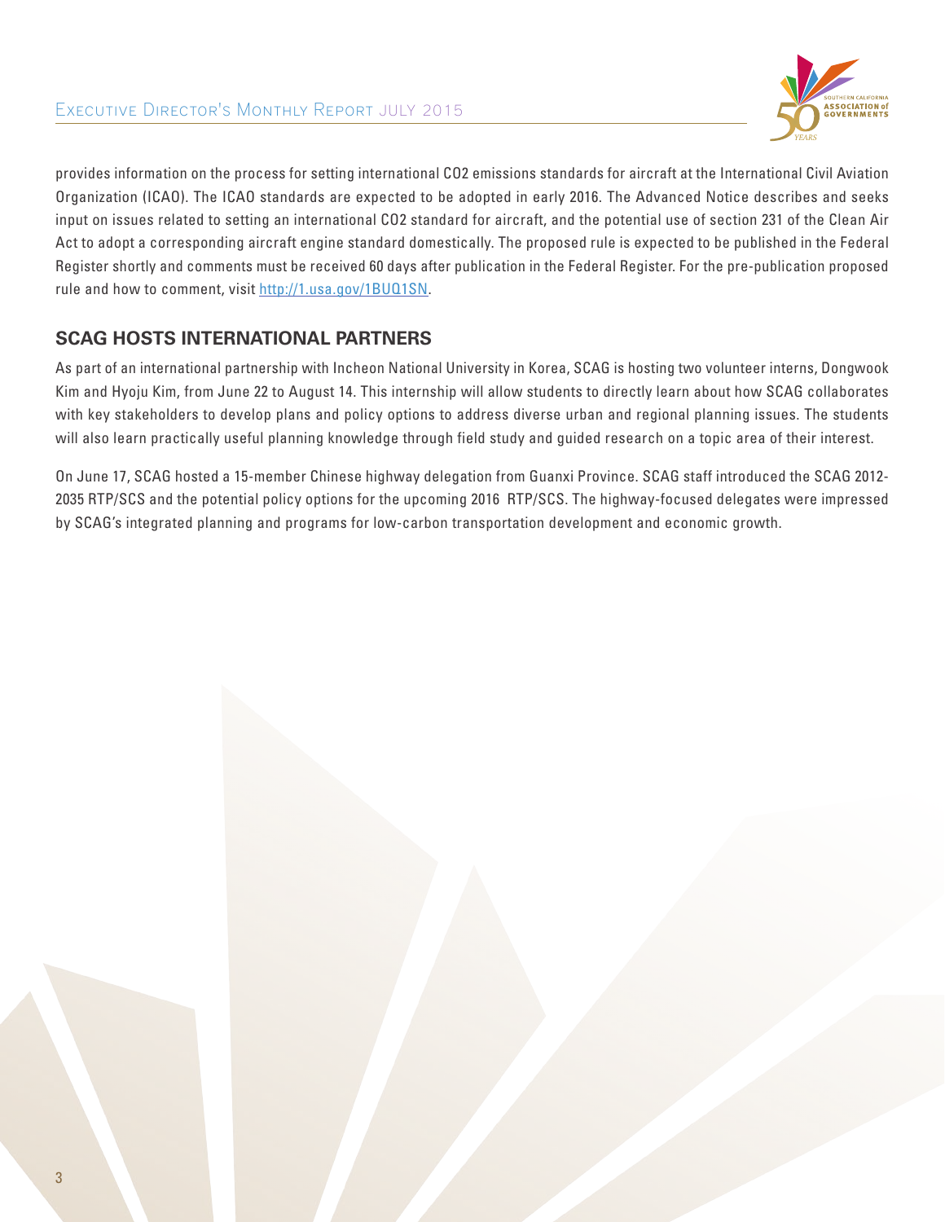provides information on the process for setting international $CO_2$ emissions standards for aircraft at the International Civil Aviation Organization (ICAO). The ICAO standards are expected to be adopted in early 2016. The Advanced Notice describes and seeks input on issues related to setting an international $CO_2$ standard for aircraft, and the potential use of section 231 of the Clean Air Act to adopt a corresponding aircraft engine standard domestically. The proposed rule is expected to be published in the Federal Register shortly and comments must be received 60 days after publication in the Federal Register. For the pre-publication proposed rule and how to comment, visit http://1.usa.gov/1BUQ1SN.

## SCAG HOSTS INTERNATIONAL PARTNERS

As part of an international partnership with Incheon National University in Korea, SCAG is hosting two volunteer interns, Dongwook Kim and Hyoju Kim, from June 22 to August 14. This internship will allow students to directly learn about how SCAG collaborates with key stakeholders to develop plans and policy options to address diverse urban and regional planning issues. The students will also learn practically useful planning knowledge through field study and guided research on a topic area of their interest.

On June 17, SCAG hosted a 15-member Chinese highway delegation from Guanxi Province. SCAG staff introduced the SCAG 2012-2035 RTP/SCS and the potential policy options for the upcoming 2016 RTP/SCS. The highway-focused delegates were impressed by SCAG's integrated planning and programs for low-carbon transportation development and economic growth.